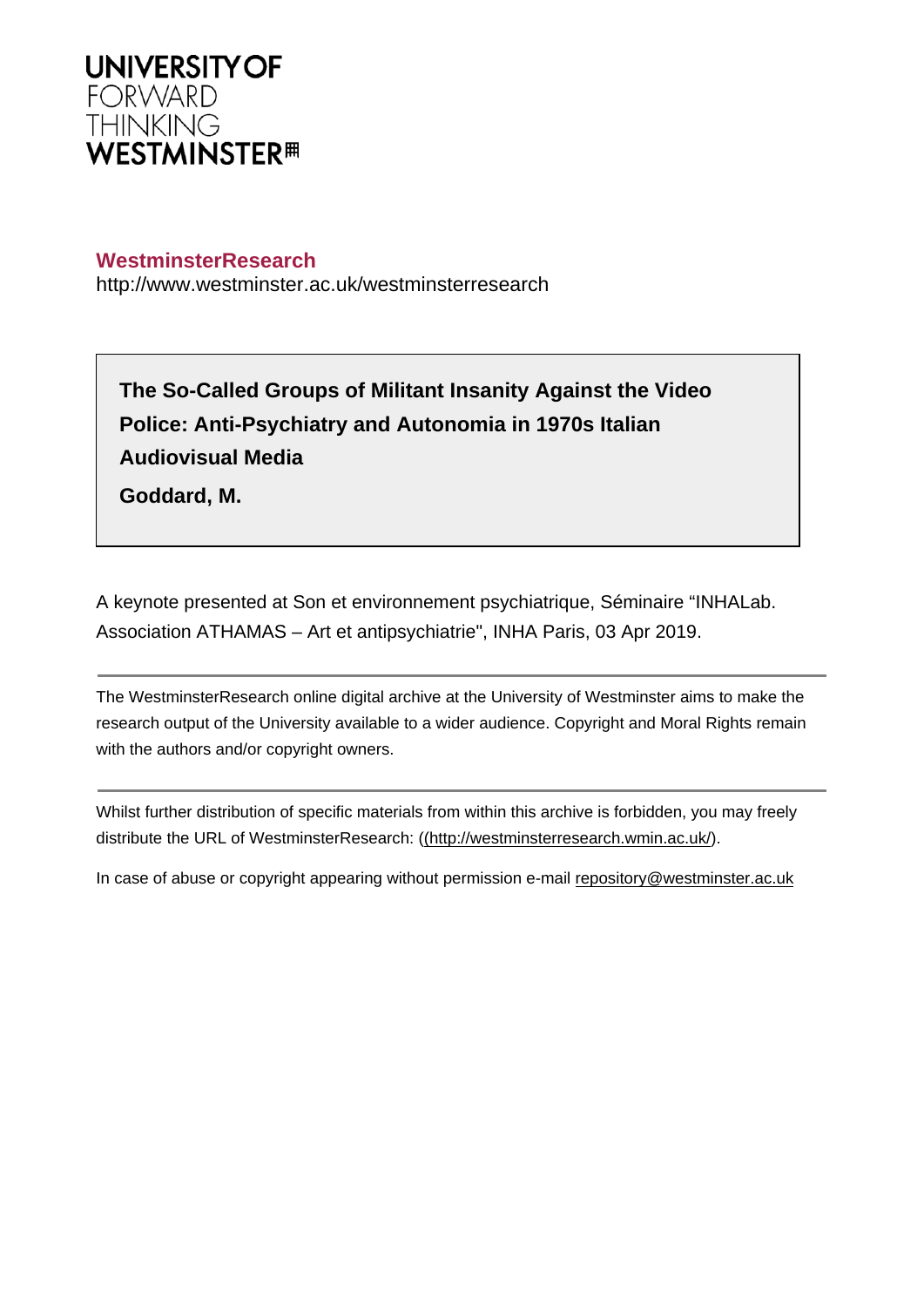**UNIVERSITY OF FORWARD THINKING WESTMINSTER**

**WestminsterResearch**

http://www.westminster.ac.uk/westminsterresearch

**The So-Called Groups of Militant Insanity Against the Video Police: Anti-Psychiatry and Autonomia in 1970s Italian Audiovisual Media**

**Goddard, M.**

A keynote presented at Son et environnement psychiatrique, Séminaire "INHALab. Association ATHAMAS – Art et antipsychiatrie", INHA Paris, 03 Apr 2019.

---

The WestminsterResearch online digital archive at the University of Westminster aims to make the research output of the University available to a wider audience. Copyright and Moral Rights remain with the authors and/or copyright owners.

---

Whilst further distribution of specific materials from within this archive is forbidden, you may freely distribute the URL of WestminsterResearch: ((http://westminsterresearch.wmin.ac.uk/).

In case of abuse or copyright appearing without permission e-mail repository@westminster.ac.uk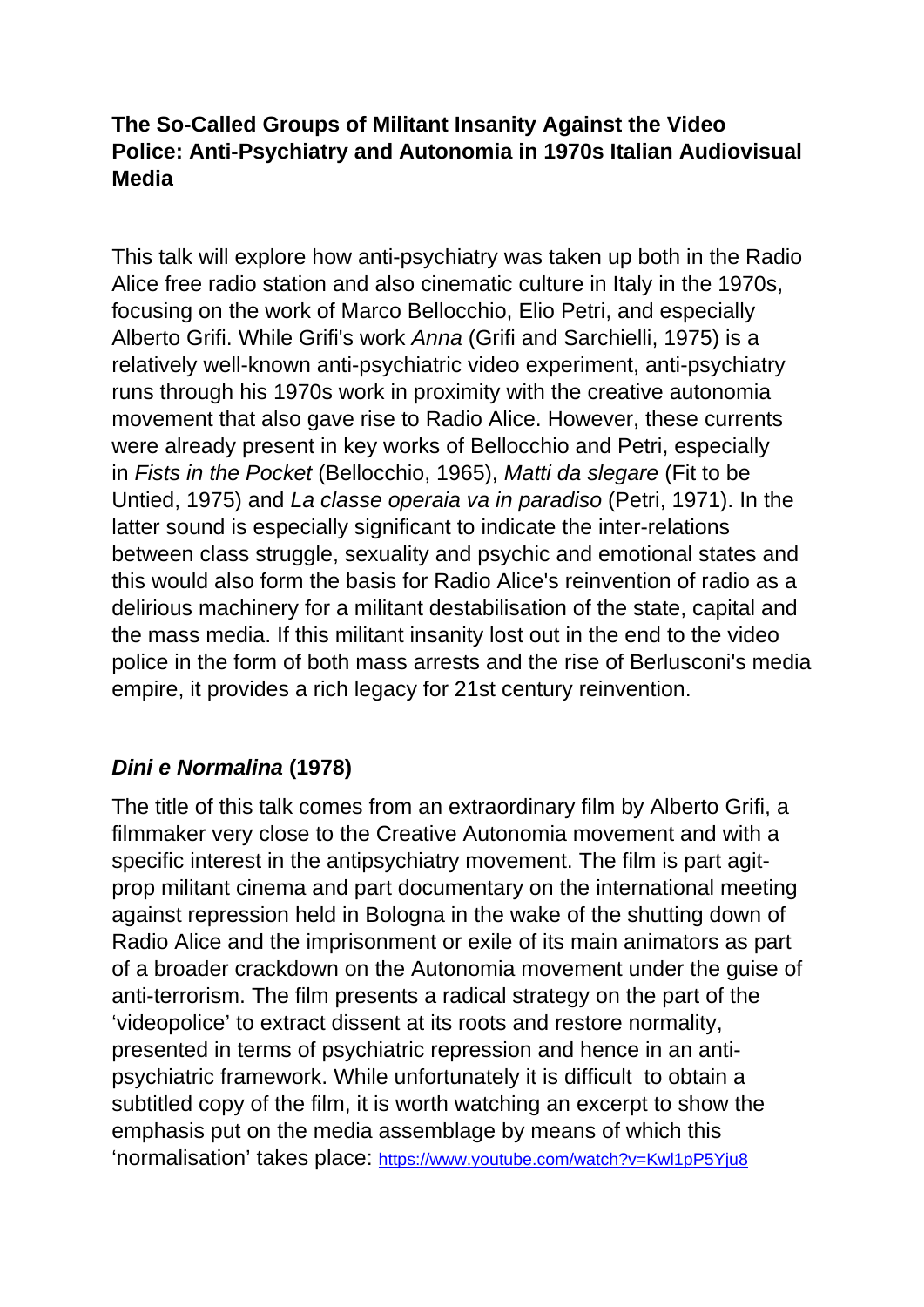**The So-Called Groups of Militant Insanity Against the Video Police: Anti-Psychiatry and Autonomia in 1970s Italian Audiovisual Media**

This talk will explore how anti-psychiatry was taken up both in the Radio Alice free radio station and also cinematic culture in Italy in the 1970s, focusing on the work of Marco Bellocchio, Elio Petri, and especially Alberto Grifi. While Grifi's work *Anna* (Grifi and Sarchielli, 1975) is a relatively well-known anti-psychiatric video experiment, anti-psychiatry runs through his 1970s work in proximity with the creative autonomia movement that also gave rise to Radio Alice. However, these currents were already present in key works of Bellocchio and Petri, especially in *Fists in the Pocket* (Bellocchio, 1965), *Matti da slegare* (Fit to be Untied, 1975) and *La classe operaia va in paradiso* (Petri, 1971). In the latter sound is especially significant to indicate the inter-relations between class struggle, sexuality and psychic and emotional states and this would also form the basis for Radio Alice's reinvention of radio as a delirious machinery for a militant destabilisation of the state, capital and the mass media. If this militant insanity lost out in the end to the video police in the form of both mass arrests and the rise of Berlusconi's media empire, it provides a rich legacy for 21st century reinvention.

### ***Dini e Normalina* (1978)**

The title of this talk comes from an extraordinary film by Alberto Grifi, a filmmaker very close to the Creative Autonomia movement and with a specific interest in the antipsychiatry movement. The film is part agit-prop militant cinema and part documentary on the international meeting against repression held in Bologna in the wake of the shutting down of Radio Alice and the imprisonment or exile of its main animators as part of a broader crackdown on the Autonomia movement under the guise of anti-terrorism. The film presents a radical strategy on the part of the 'videopolice' to extract dissent at its roots and restore normality, presented in terms of psychiatric repression and hence in an anti-psychiatric framework. While unfortunately it is difficult to obtain a subtitled copy of the film, it is worth watching an excerpt to show the emphasis put on the media assemblage by means of which this 'normalisation' takes place: https://www.youtube.com/watch?v=Kwl1pP5Yju8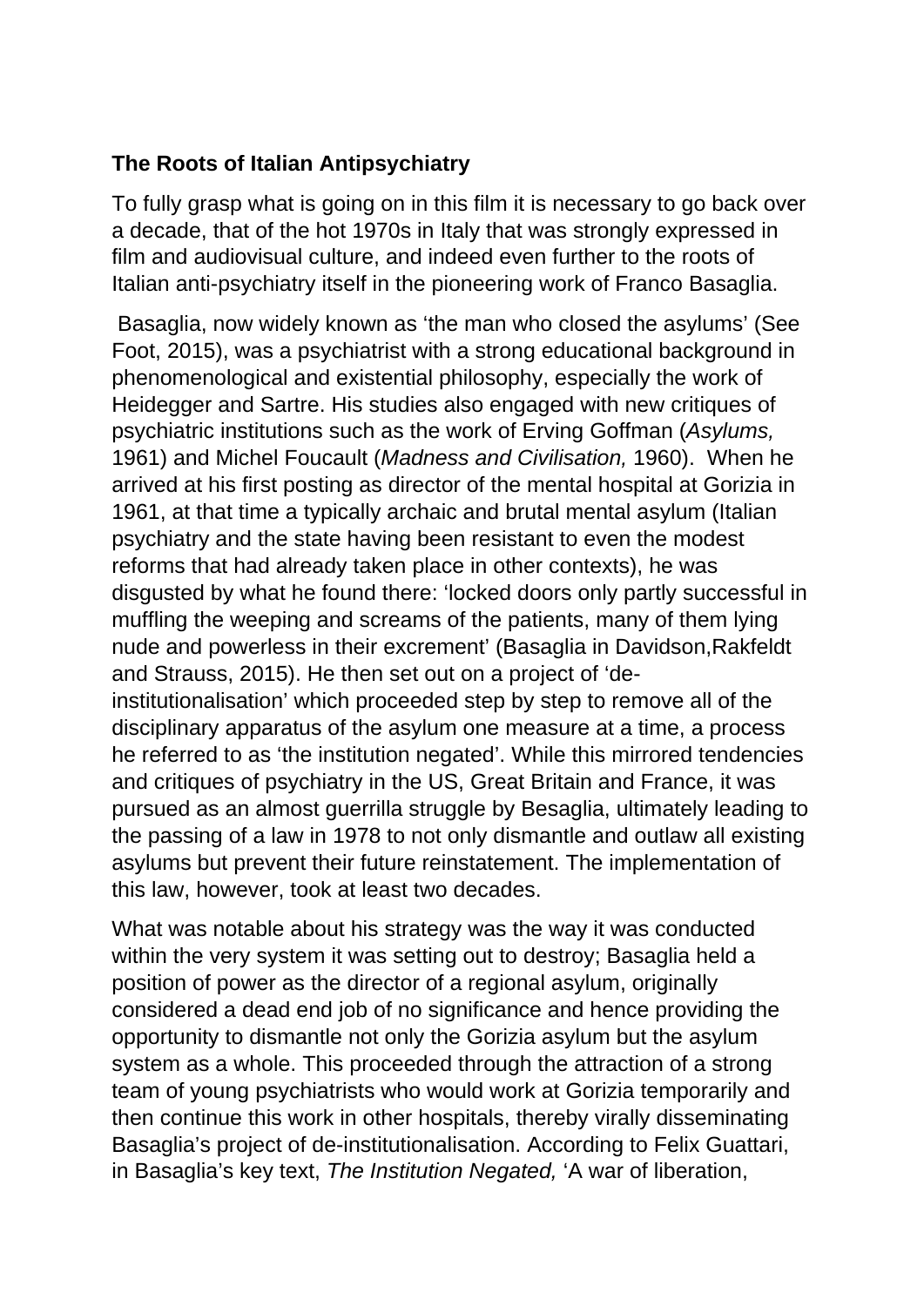**The Roots of Italian Antipsychiatry**

To fully grasp what is going on in this film it is necessary to go back over a decade, that of the hot 1970s in Italy that was strongly expressed in film and audiovisual culture, and indeed even further to the roots of Italian anti-psychiatry itself in the pioneering work of Franco Basaglia.

Basaglia, now widely known as 'the man who closed the asylums' (See Foot, 2015), was a psychiatrist with a strong educational background in phenomenological and existential philosophy, especially the work of Heidegger and Sartre. His studies also engaged with new critiques of psychiatric institutions such as the work of Erving Goffman (*Asylums,* 1961) and Michel Foucault (*Madness and Civilisation,* 1960). When he arrived at his first posting as director of the mental hospital at Gorizia in 1961, at that time a typically archaic and brutal mental asylum (Italian psychiatry and the state having been resistant to even the modest reforms that had already taken place in other contexts), he was disgusted by what he found there: 'locked doors only partly successful in muffling the weeping and screams of the patients, many of them lying nude and powerless in their excrement' (Basaglia in Davidson,Rakfeldt and Strauss, 2015). He then set out on a project of 'de-institutionalisation' which proceeded step by step to remove all of the disciplinary apparatus of the asylum one measure at a time, a process he referred to as 'the institution negated'. While this mirrored tendencies and critiques of psychiatry in the US, Great Britain and France, it was pursued as an almost guerrilla struggle by Besaglia, ultimately leading to the passing of a law in 1978 to not only dismantle and outlaw all existing asylums but prevent their future reinstatement. The implementation of this law, however, took at least two decades.

What was notable about his strategy was the way it was conducted within the very system it was setting out to destroy; Basaglia held a position of power as the director of a regional asylum, originally considered a dead end job of no significance and hence providing the opportunity to dismantle not only the Gorizia asylum but the asylum system as a whole. This proceeded through the attraction of a strong team of young psychiatrists who would work at Gorizia temporarily and then continue this work in other hospitals, thereby virally disseminating Basaglia's project of de-institutionalisation. According to Felix Guattari, in Basaglia's key text, *The Institution Negated,* 'A war of liberation,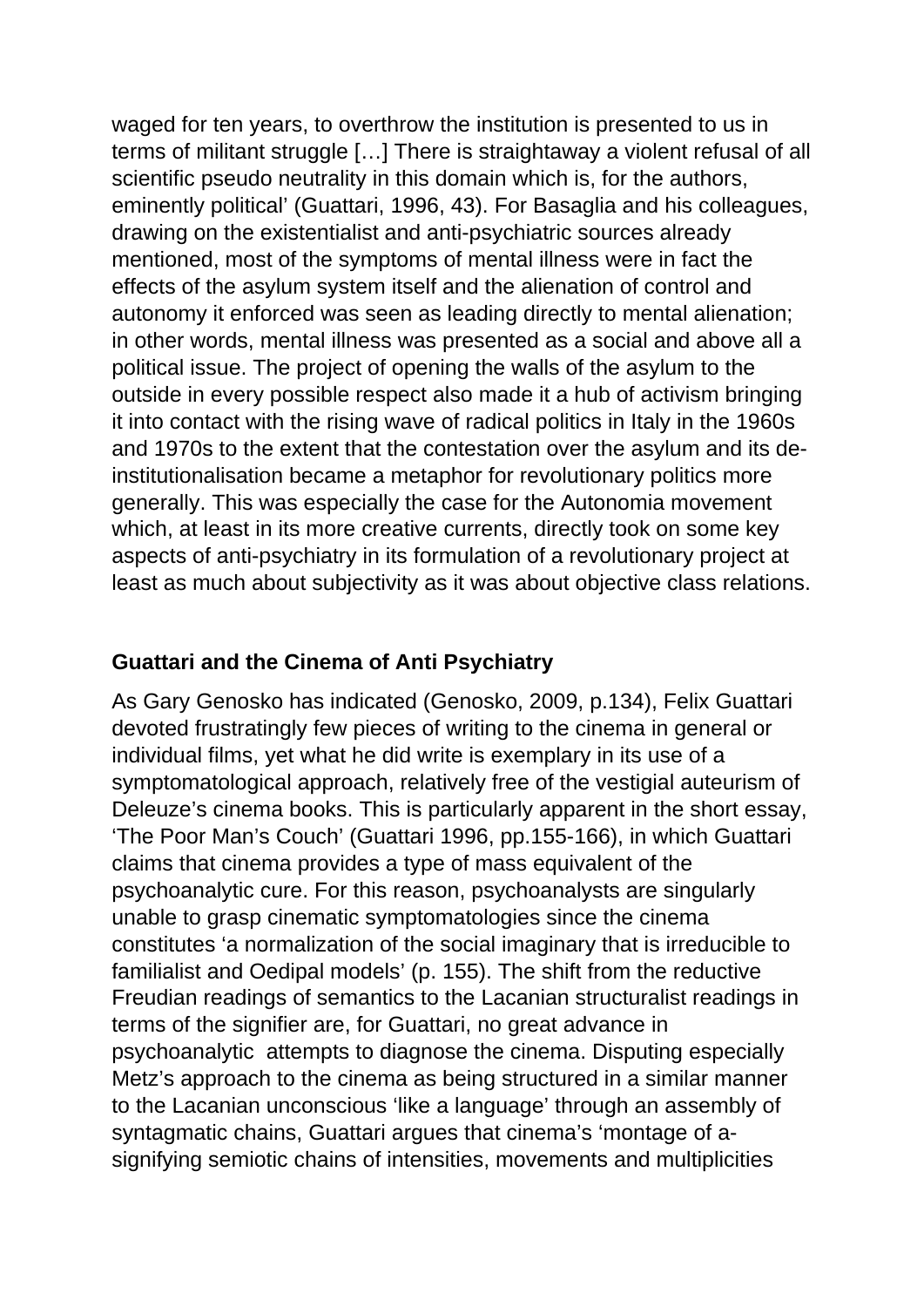waged for ten years, to overthrow the institution is presented to us in terms of militant struggle […] There is straightaway a violent refusal of all scientific pseudo neutrality in this domain which is, for the authors, eminently political' (Guattari, 1996, 43). For Basaglia and his colleagues, drawing on the existentialist and anti-psychiatric sources already mentioned, most of the symptoms of mental illness were in fact the effects of the asylum system itself and the alienation of control and autonomy it enforced was seen as leading directly to mental alienation; in other words, mental illness was presented as a social and above all a political issue. The project of opening the walls of the asylum to the outside in every possible respect also made it a hub of activism bringing it into contact with the rising wave of radical politics in Italy in the 1960s and 1970s to the extent that the contestation over the asylum and its de-institutionalisation became a metaphor for revolutionary politics more generally. This was especially the case for the Autonomia movement which, at least in its more creative currents, directly took on some key aspects of anti-psychiatry in its formulation of a revolutionary project at least as much about subjectivity as it was about objective class relations.

## Guattari and the Cinema of Anti Psychiatry

As Gary Genosko has indicated (Genosko, 2009, p.134), Felix Guattari devoted frustratingly few pieces of writing to the cinema in general or individual films, yet what he did write is exemplary in its use of a symptomatological approach, relatively free of the vestigial auteurism of Deleuze's cinema books. This is particularly apparent in the short essay, 'The Poor Man's Couch' (Guattari 1996, pp.155-166), in which Guattari claims that cinema provides a type of mass equivalent of the psychoanalytic cure. For this reason, psychoanalysts are singularly unable to grasp cinematic symptomatologies since the cinema constitutes 'a normalization of the social imaginary that is irreducible to familialist and Oedipal models' (p. 155). The shift from the reductive Freudian readings of semantics to the Lacanian structuralist readings in terms of the signifier are, for Guattari, no great advance in psychoanalytic attempts to diagnose the cinema. Disputing especially Metz's approach to the cinema as being structured in a similar manner to the Lacanian unconscious 'like a language' through an assembly of syntagmatic chains, Guattari argues that cinema's 'montage of a-signifying semiotic chains of intensities, movements and multiplicities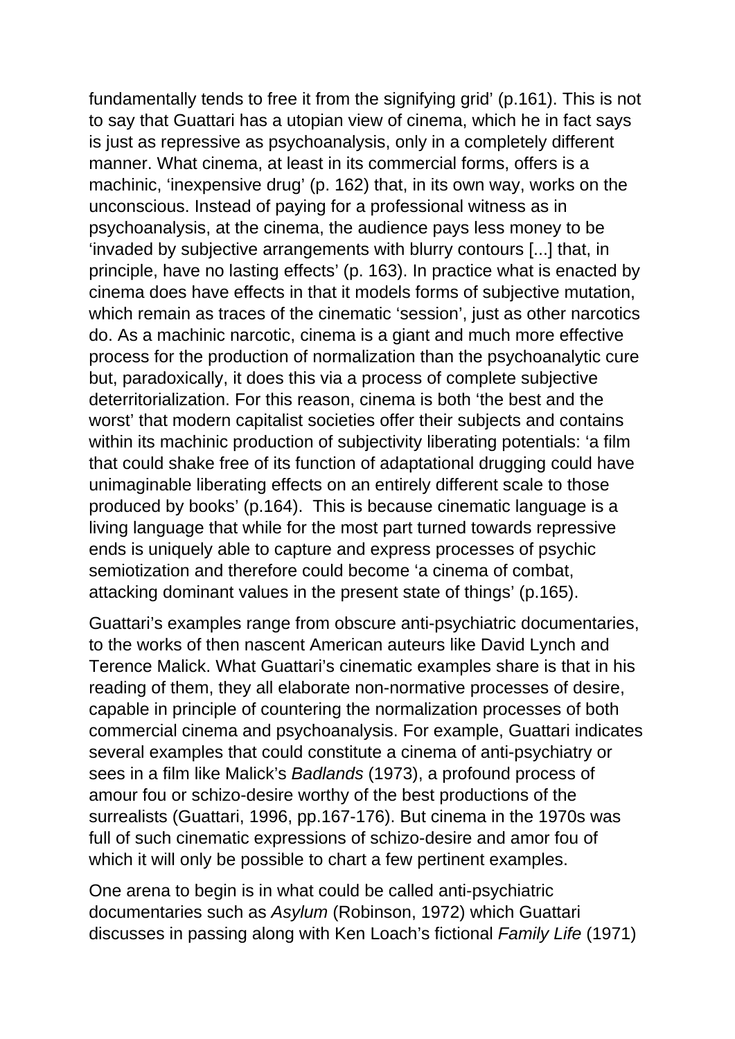fundamentally tends to free it from the signifying grid' (p.161). This is not to say that Guattari has a utopian view of cinema, which he in fact says is just as repressive as psychoanalysis, only in a completely different manner. What cinema, at least in its commercial forms, offers is a machinic, 'inexpensive drug' (p. 162) that, in its own way, works on the unconscious. Instead of paying for a professional witness as in psychoanalysis, at the cinema, the audience pays less money to be 'invaded by subjective arrangements with blurry contours [...] that, in principle, have no lasting effects' (p. 163). In practice what is enacted by cinema does have effects in that it models forms of subjective mutation, which remain as traces of the cinematic 'session', just as other narcotics do. As a machinic narcotic, cinema is a giant and much more effective process for the production of normalization than the psychoanalytic cure but, paradoxically, it does this via a process of complete subjective deterritorialization. For this reason, cinema is both 'the best and the worst' that modern capitalist societies offer their subjects and contains within its machinic production of subjectivity liberating potentials: 'a film that could shake free of its function of adaptational drugging could have unimaginable liberating effects on an entirely different scale to those produced by books' (p.164). This is because cinematic language is a living language that while for the most part turned towards repressive ends is uniquely able to capture and express processes of psychic semiotization and therefore could become 'a cinema of combat, attacking dominant values in the present state of things' (p.165).

Guattari's examples range from obscure anti-psychiatric documentaries, to the works of then nascent American auteurs like David Lynch and Terence Malick. What Guattari's cinematic examples share is that in his reading of them, they all elaborate non-normative processes of desire, capable in principle of countering the normalization processes of both commercial cinema and psychoanalysis. For example, Guattari indicates several examples that could constitute a cinema of anti-psychiatry or sees in a film like Malick's *Badlands* (1973), a profound process of amour fou or schizo-desire worthy of the best productions of the surrealists (Guattari, 1996, pp.167-176). But cinema in the 1970s was full of such cinematic expressions of schizo-desire and amor fou of which it will only be possible to chart a few pertinent examples.

One arena to begin is in what could be called anti-psychiatric documentaries such as *Asylum* (Robinson, 1972) which Guattari discusses in passing along with Ken Loach's fictional *Family Life* (1971)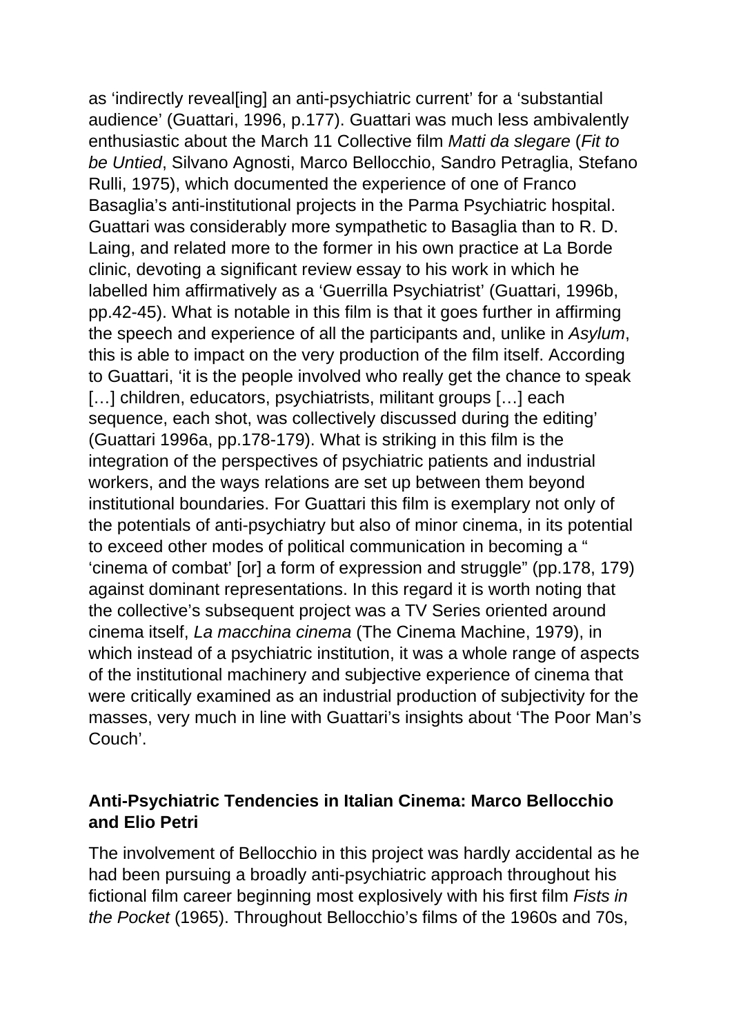as 'indirectly reveal[ing] an anti-psychiatric current' for a 'substantial audience' (Guattari, 1996, p.177). Guattari was much less ambivalently enthusiastic about the March 11 Collective film *Matti da slegare* (*Fit to be Untied*, Silvano Agnosti, Marco Bellocchio, Sandro Petraglia, Stefano Rulli, 1975), which documented the experience of one of Franco Basaglia's anti-institutional projects in the Parma Psychiatric hospital. Guattari was considerably more sympathetic to Basaglia than to R. D. Laing, and related more to the former in his own practice at La Borde clinic, devoting a significant review essay to his work in which he labelled him affirmatively as a 'Guerrilla Psychiatrist' (Guattari, 1996b, pp.42-45). What is notable in this film is that it goes further in affirming the speech and experience of all the participants and, unlike in *Asylum*, this is able to impact on the very production of the film itself. According to Guattari, 'it is the people involved who really get the chance to speak […] children, educators, psychiatrists, militant groups […] each sequence, each shot, was collectively discussed during the editing' (Guattari 1996a, pp.178-179). What is striking in this film is the integration of the perspectives of psychiatric patients and industrial workers, and the ways relations are set up between them beyond institutional boundaries. For Guattari this film is exemplary not only of the potentials of anti-psychiatry but also of minor cinema, in its potential to exceed other modes of political communication in becoming a " 'cinema of combat' [or] a form of expression and struggle" (pp.178, 179) against dominant representations. In this regard it is worth noting that the collective's subsequent project was a TV Series oriented around cinema itself, *La macchina cinema* (The Cinema Machine, 1979), in which instead of a psychiatric institution, it was a whole range of aspects of the institutional machinery and subjective experience of cinema that were critically examined as an industrial production of subjectivity for the masses, very much in line with Guattari's insights about 'The Poor Man's Couch'.

## Anti-Psychiatric Tendencies in Italian Cinema: Marco Bellocchio and Elio Petri

The involvement of Bellocchio in this project was hardly accidental as he had been pursuing a broadly anti-psychiatric approach throughout his fictional film career beginning most explosively with his first film *Fists in the Pocket* (1965). Throughout Bellocchio's films of the 1960s and 70s,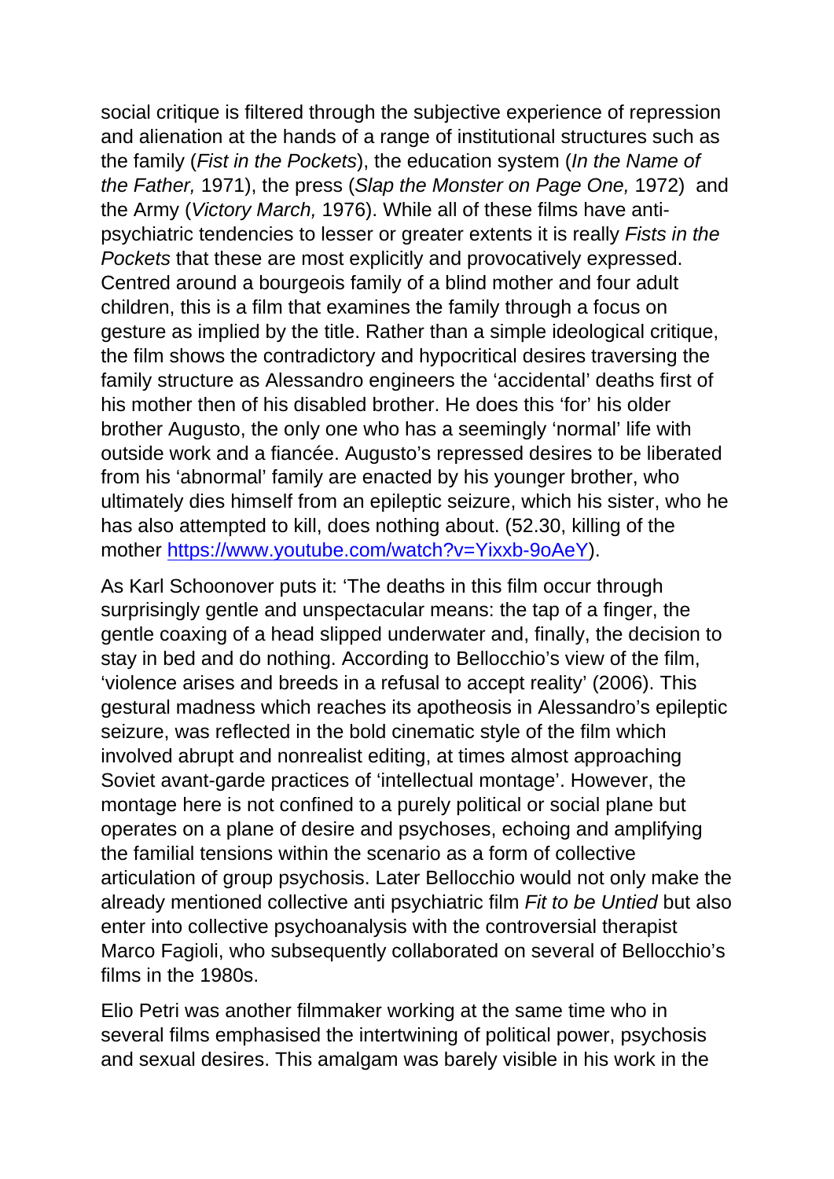social critique is filtered through the subjective experience of repression and alienation at the hands of a range of institutional structures such as the family (*Fist in the Pockets*), the education system (*In the Name of the Father,* 1971), the press (*Slap the Monster on Page One,* 1972) and the Army (*Victory March,* 1976). While all of these films have anti-psychiatric tendencies to lesser or greater extents it is really *Fists in the Pockets* that these are most explicitly and provocatively expressed. Centred around a bourgeois family of a blind mother and four adult children, this is a film that examines the family through a focus on gesture as implied by the title. Rather than a simple ideological critique, the film shows the contradictory and hypocritical desires traversing the family structure as Alessandro engineers the 'accidental' deaths first of his mother then of his disabled brother. He does this 'for' his older brother Augusto, the only one who has a seemingly 'normal' life with outside work and a fiancée. Augusto's repressed desires to be liberated from his 'abnormal' family are enacted by his younger brother, who ultimately dies himself from an epileptic seizure, which his sister, who he has also attempted to kill, does nothing about. (52.30, killing of the mother https://www.youtube.com/watch?v=Yixxb-9oAeY).

As Karl Schoonover puts it: 'The deaths in this film occur through surprisingly gentle and unspectacular means: the tap of a finger, the gentle coaxing of a head slipped underwater and, finally, the decision to stay in bed and do nothing. According to Bellocchio's view of the film, 'violence arises and breeds in a refusal to accept reality' (2006). This gestural madness which reaches its apotheosis in Alessandro's epileptic seizure, was reflected in the bold cinematic style of the film which involved abrupt and nonrealist editing, at times almost approaching Soviet avant-garde practices of 'intellectual montage'. However, the montage here is not confined to a purely political or social plane but operates on a plane of desire and psychoses, echoing and amplifying the familial tensions within the scenario as a form of collective articulation of group psychosis. Later Bellocchio would not only make the already mentioned collective anti psychiatric film *Fit to be Untied* but also enter into collective psychoanalysis with the controversial therapist Marco Fagioli, who subsequently collaborated on several of Bellocchio's films in the 1980s.

Elio Petri was another filmmaker working at the same time who in several films emphasised the intertwining of political power, psychosis and sexual desires. This amalgam was barely visible in his work in the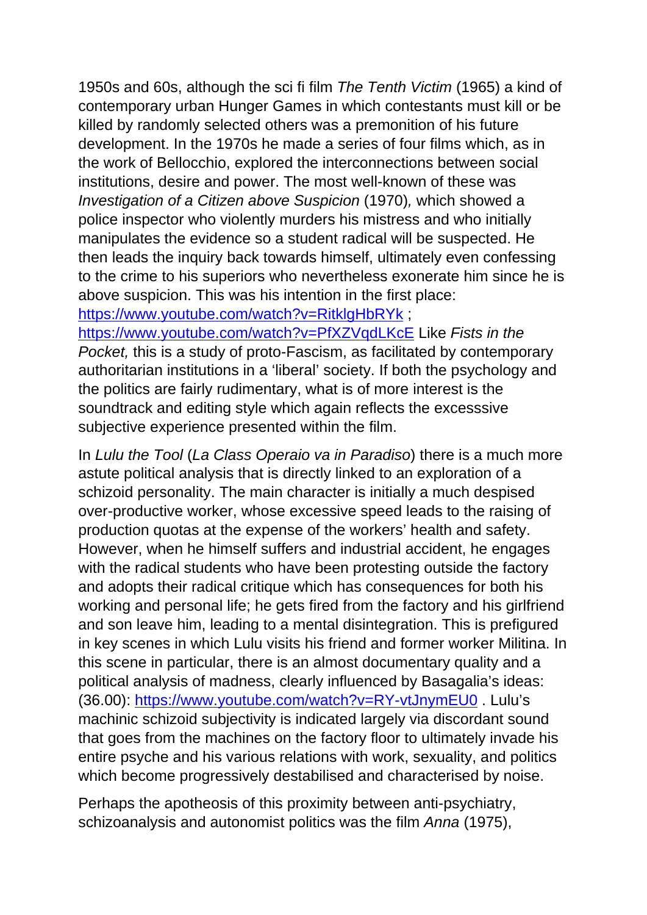1950s and 60s, although the sci fi film *The Tenth Victim* (1965) a kind of contemporary urban Hunger Games in which contestants must kill or be killed by randomly selected others was a premonition of his future development. In the 1970s he made a series of four films which, as in the work of Bellocchio, explored the interconnections between social institutions, desire and power. The most well-known of these was *Investigation of a Citizen above Suspicion* (1970)*,* which showed a police inspector who violently murders his mistress and who initially manipulates the evidence so a student radical will be suspected. He then leads the inquiry back towards himself, ultimately even confessing to the crime to his superiors who nevertheless exonerate him since he is above suspicion. This was his intention in the first place: https://www.youtube.com/watch?v=RitklgHbRYk ; https://www.youtube.com/watch?v=PfXZVqdLKcE Like *Fists in the Pocket,* this is a study of proto-Fascism, as facilitated by contemporary authoritarian institutions in a 'liberal' society. If both the psychology and the politics are fairly rudimentary, what is of more interest is the soundtrack and editing style which again reflects the excesssive subjective experience presented within the film.

In *Lulu the Tool* (*La Class Operaio va in Paradiso*) there is a much more astute political analysis that is directly linked to an exploration of a schizoid personality. The main character is initially a much despised over-productive worker, whose excessive speed leads to the raising of production quotas at the expense of the workers' health and safety. However, when he himself suffers and industrial accident, he engages with the radical students who have been protesting outside the factory and adopts their radical critique which has consequences for both his working and personal life; he gets fired from the factory and his girlfriend and son leave him, leading to a mental disintegration. This is prefigured in key scenes in which Lulu visits his friend and former worker Militina. In this scene in particular, there is an almost documentary quality and a political analysis of madness, clearly influenced by Basagalia's ideas: (36.00): https://www.youtube.com/watch?v=RY-vtJnymEU0 . Lulu's machinic schizoid subjectivity is indicated largely via discordant sound that goes from the machines on the factory floor to ultimately invade his entire psyche and his various relations with work, sexuality, and politics which become progressively destabilised and characterised by noise.

Perhaps the apotheosis of this proximity between anti-psychiatry, schizoanalysis and autonomist politics was the film *Anna* (1975),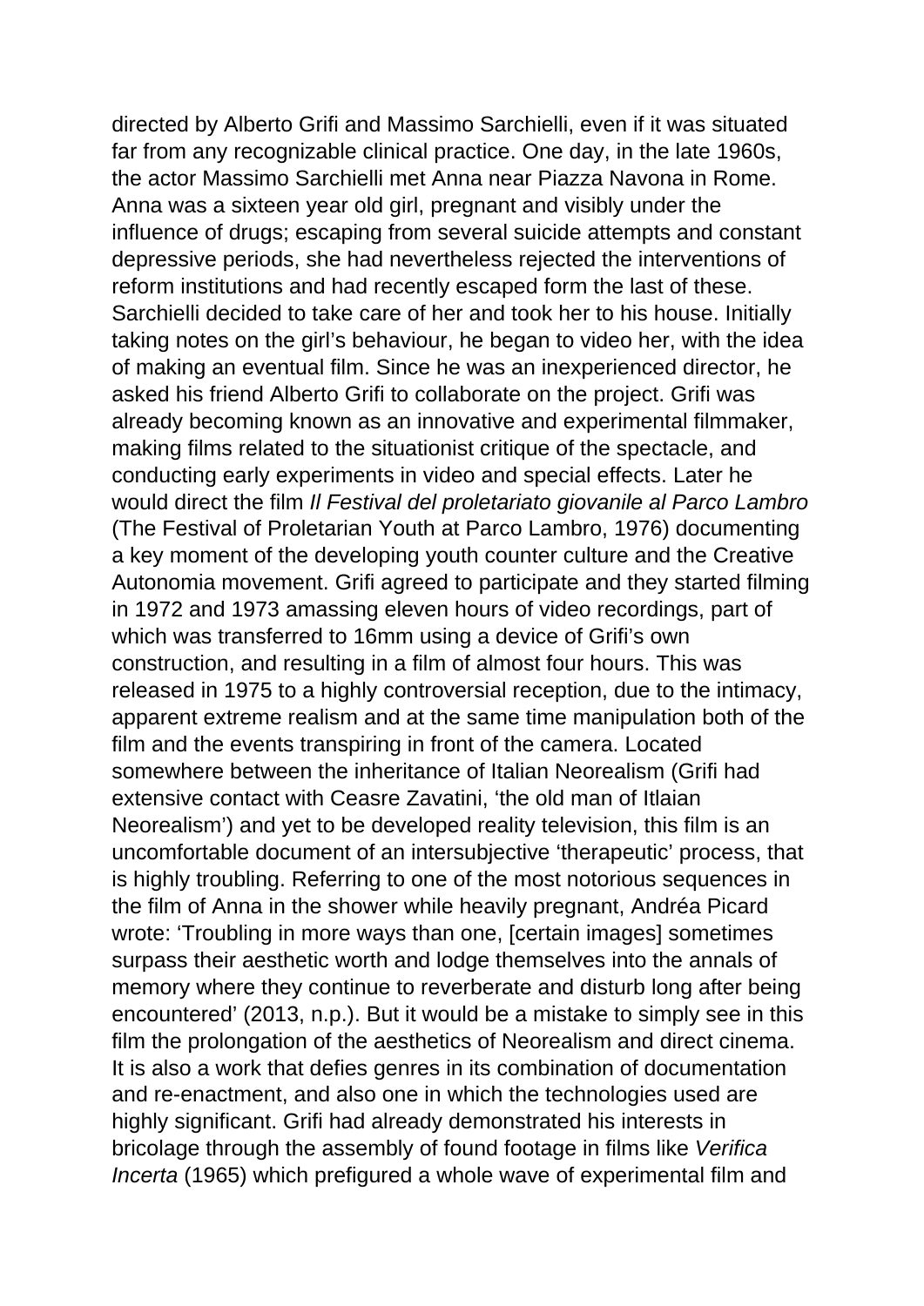directed by Alberto Grifi and Massimo Sarchielli, even if it was situated far from any recognizable clinical practice. One day, in the late 1960s, the actor Massimo Sarchielli met Anna near Piazza Navona in Rome. Anna was a sixteen year old girl, pregnant and visibly under the influence of drugs; escaping from several suicide attempts and constant depressive periods, she had nevertheless rejected the interventions of reform institutions and had recently escaped form the last of these. Sarchielli decided to take care of her and took her to his house. Initially taking notes on the girl's behaviour, he began to video her, with the idea of making an eventual film. Since he was an inexperienced director, he asked his friend Alberto Grifi to collaborate on the project. Grifi was already becoming known as an innovative and experimental filmmaker, making films related to the situationist critique of the spectacle, and conducting early experiments in video and special effects. Later he would direct the film *Il Festival del proletariato giovanile al Parco Lambro* (The Festival of Proletarian Youth at Parco Lambro, 1976) documenting a key moment of the developing youth counter culture and the Creative Autonomia movement. Grifi agreed to participate and they started filming in 1972 and 1973 amassing eleven hours of video recordings, part of which was transferred to 16mm using a device of Grifi's own construction, and resulting in a film of almost four hours. This was released in 1975 to a highly controversial reception, due to the intimacy, apparent extreme realism and at the same time manipulation both of the film and the events transpiring in front of the camera. Located somewhere between the inheritance of Italian Neorealism (Grifi had extensive contact with Ceasre Zavatini, 'the old man of Itlaian Neorealism') and yet to be developed reality television, this film is an uncomfortable document of an intersubjective 'therapeutic' process, that is highly troubling. Referring to one of the most notorious sequences in the film of Anna in the shower while heavily pregnant, Andréa Picard wrote: 'Troubling in more ways than one, [certain images] sometimes surpass their aesthetic worth and lodge themselves into the annals of memory where they continue to reverberate and disturb long after being encountered' (2013, n.p.). But it would be a mistake to simply see in this film the prolongation of the aesthetics of Neorealism and direct cinema. It is also a work that defies genres in its combination of documentation and re-enactment, and also one in which the technologies used are highly significant. Grifi had already demonstrated his interests in bricolage through the assembly of found footage in films like *Verifica Incerta* (1965) which prefigured a whole wave of experimental film and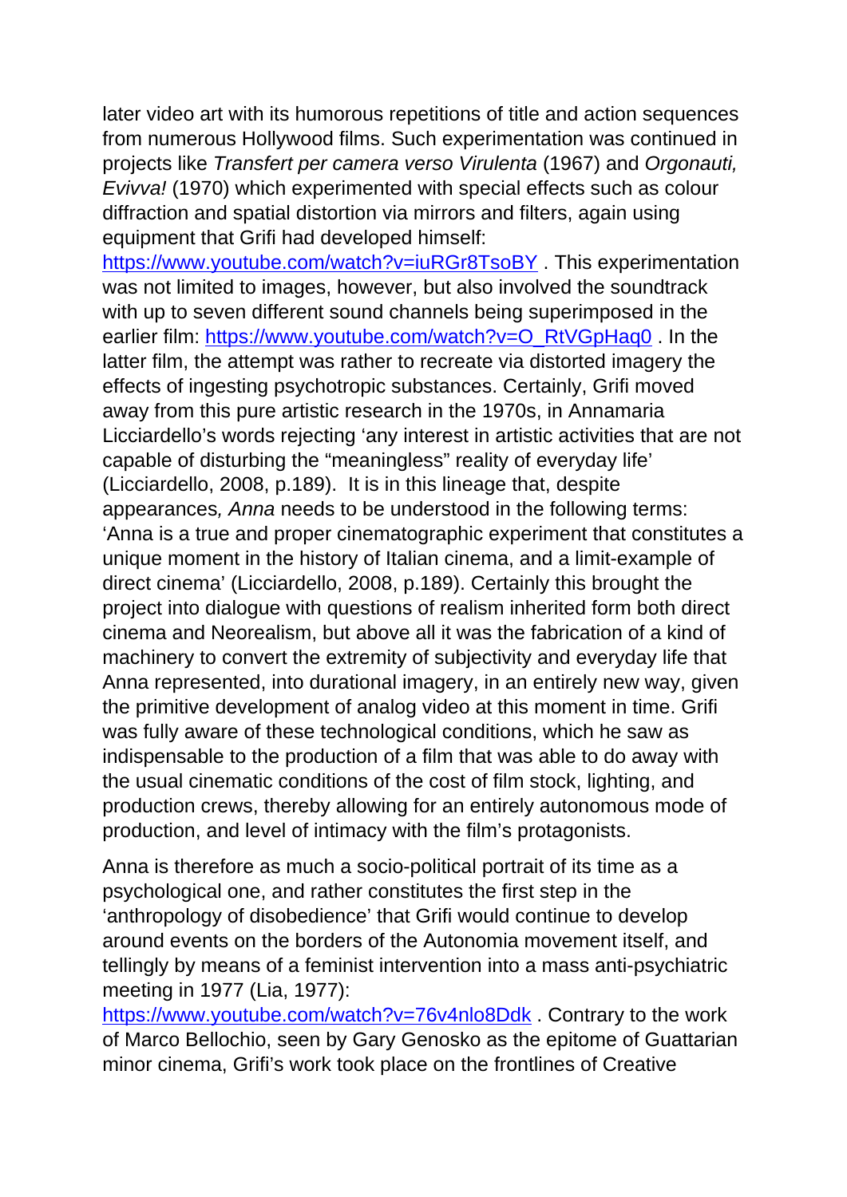later video art with its humorous repetitions of title and action sequences from numerous Hollywood films. Such experimentation was continued in projects like *Transfert per camera verso Virulenta* (1967) and *Orgonauti, Evivva!* (1970) which experimented with special effects such as colour diffraction and spatial distortion via mirrors and filters, again using equipment that Grifi had developed himself: https://www.youtube.com/watch?v=iuRGr8TsoBY . This experimentation was not limited to images, however, but also involved the soundtrack with up to seven different sound channels being superimposed in the earlier film: https://www.youtube.com/watch?v=O_RtVGpHaq0 . In the latter film, the attempt was rather to recreate via distorted imagery the effects of ingesting psychotropic substances. Certainly, Grifi moved away from this pure artistic research in the 1970s, in Annamaria Licciardello's words rejecting 'any interest in artistic activities that are not capable of disturbing the "meaningless" reality of everyday life' (Licciardello, 2008, p.189). It is in this lineage that, despite appearances*, Anna* needs to be understood in the following terms: 'Anna is a true and proper cinematographic experiment that constitutes a unique moment in the history of Italian cinema, and a limit-example of direct cinema' (Licciardello, 2008, p.189). Certainly this brought the project into dialogue with questions of realism inherited form both direct cinema and Neorealism, but above all it was the fabrication of a kind of machinery to convert the extremity of subjectivity and everyday life that Anna represented, into durational imagery, in an entirely new way, given the primitive development of analog video at this moment in time. Grifi was fully aware of these technological conditions, which he saw as indispensable to the production of a film that was able to do away with the usual cinematic conditions of the cost of film stock, lighting, and production crews, thereby allowing for an entirely autonomous mode of production, and level of intimacy with the film's protagonists.

Anna is therefore as much a socio-political portrait of its time as a psychological one, and rather constitutes the first step in the 'anthropology of disobedience' that Grifi would continue to develop around events on the borders of the Autonomia movement itself, and tellingly by means of a feminist intervention into a mass anti-psychiatric meeting in 1977 (Lia, 1977): https://www.youtube.com/watch?v=76v4nlo8Ddk . Contrary to the work of Marco Bellochio, seen by Gary Genosko as the epitome of Guattarian minor cinema, Grifi's work took place on the frontlines of Creative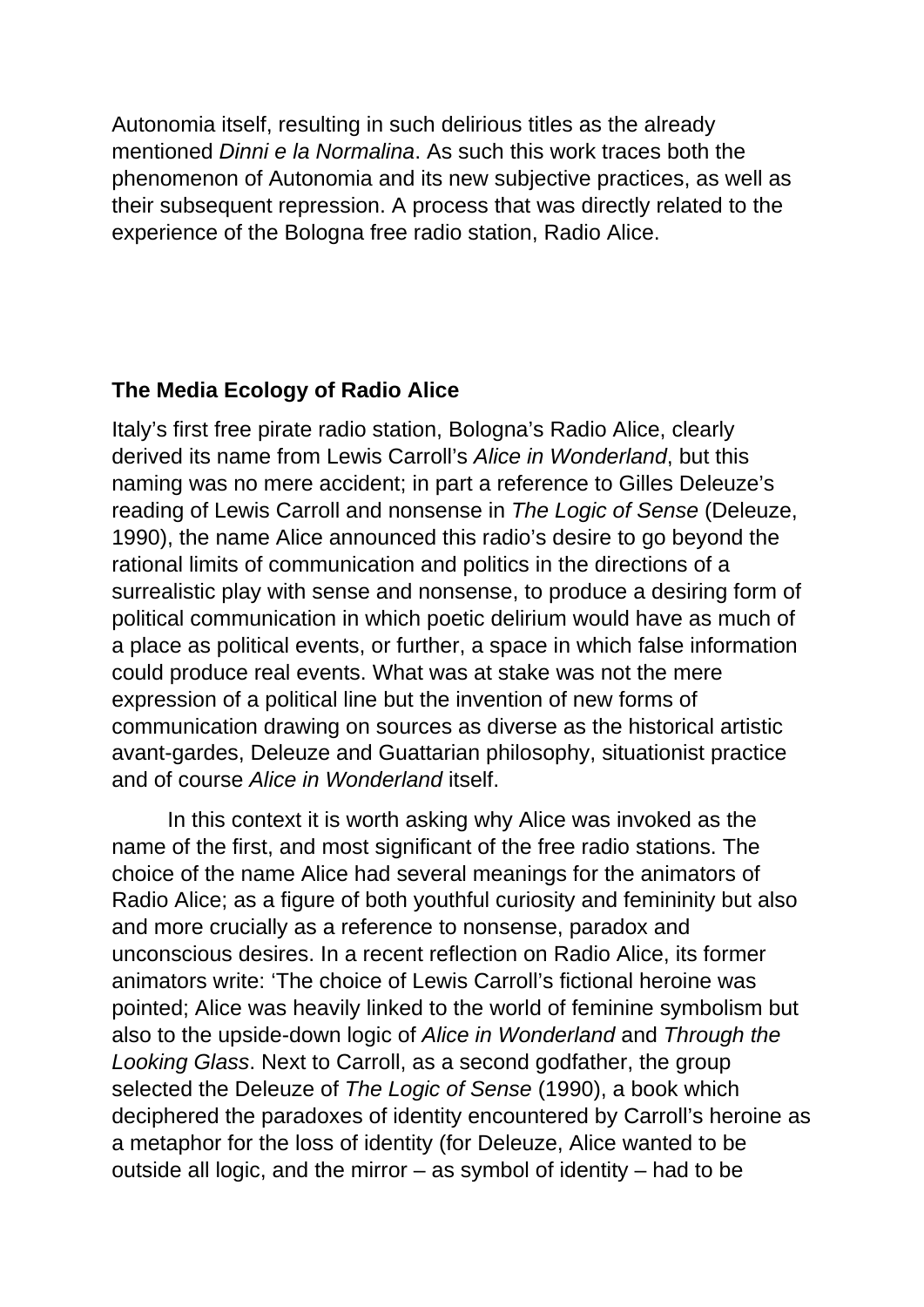Autonomia itself, resulting in such delirious titles as the already mentioned *Dinni e la Normalina*. As such this work traces both the phenomenon of Autonomia and its new subjective practices, as well as their subsequent repression. A process that was directly related to the experience of the Bologna free radio station, Radio Alice.

## The Media Ecology of Radio Alice

Italy's first free pirate radio station, Bologna's Radio Alice, clearly derived its name from Lewis Carroll's *Alice in Wonderland*, but this naming was no mere accident; in part a reference to Gilles Deleuze's reading of Lewis Carroll and nonsense in *The Logic of Sense* (Deleuze, 1990), the name Alice announced this radio's desire to go beyond the rational limits of communication and politics in the directions of a surrealistic play with sense and nonsense, to produce a desiring form of political communication in which poetic delirium would have as much of a place as political events, or further, a space in which false information could produce real events. What was at stake was not the mere expression of a political line but the invention of new forms of communication drawing on sources as diverse as the historical artistic avant-gardes, Deleuze and Guattarian philosophy, situationist practice and of course *Alice in Wonderland* itself.

In this context it is worth asking why Alice was invoked as the name of the first, and most significant of the free radio stations. The choice of the name Alice had several meanings for the animators of Radio Alice; as a figure of both youthful curiosity and femininity but also and more crucially as a reference to nonsense, paradox and unconscious desires. In a recent reflection on Radio Alice, its former animators write: 'The choice of Lewis Carroll's fictional heroine was pointed; Alice was heavily linked to the world of feminine symbolism but also to the upside-down logic of *Alice in Wonderland* and *Through the Looking Glass*. Next to Carroll, as a second godfather, the group selected the Deleuze of *The Logic of Sense* (1990), a book which deciphered the paradoxes of identity encountered by Carroll's heroine as a metaphor for the loss of identity (for Deleuze, Alice wanted to be outside all logic, and the mirror – as symbol of identity – had to be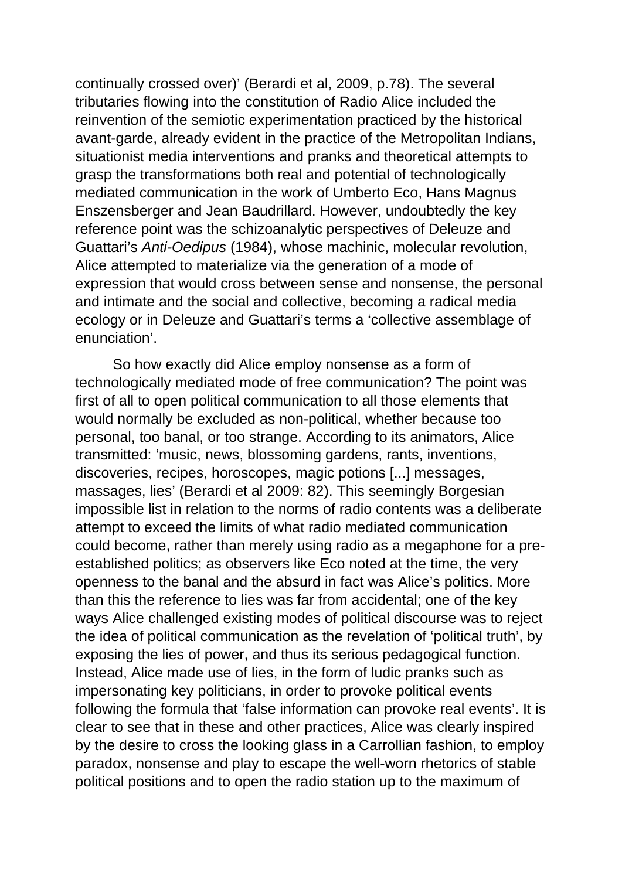continually crossed over)' (Berardi et al, 2009, p.78). The several tributaries flowing into the constitution of Radio Alice included the reinvention of the semiotic experimentation practiced by the historical avant-garde, already evident in the practice of the Metropolitan Indians, situationist media interventions and pranks and theoretical attempts to grasp the transformations both real and potential of technologically mediated communication in the work of Umberto Eco, Hans Magnus Enszensberger and Jean Baudrillard. However, undoubtedly the key reference point was the schizoanalytic perspectives of Deleuze and Guattari's *Anti-Oedipus* (1984), whose machinic, molecular revolution, Alice attempted to materialize via the generation of a mode of expression that would cross between sense and nonsense, the personal and intimate and the social and collective, becoming a radical media ecology or in Deleuze and Guattari's terms a 'collective assemblage of enunciation'.

So how exactly did Alice employ nonsense as a form of technologically mediated mode of free communication? The point was first of all to open political communication to all those elements that would normally be excluded as non-political, whether because too personal, too banal, or too strange. According to its animators, Alice transmitted: 'music, news, blossoming gardens, rants, inventions, discoveries, recipes, horoscopes, magic potions [...] messages, massages, lies' (Berardi et al 2009: 82). This seemingly Borgesian impossible list in relation to the norms of radio contents was a deliberate attempt to exceed the limits of what radio mediated communication could become, rather than merely using radio as a megaphone for a pre-established politics; as observers like Eco noted at the time, the very openness to the banal and the absurd in fact was Alice's politics. More than this the reference to lies was far from accidental; one of the key ways Alice challenged existing modes of political discourse was to reject the idea of political communication as the revelation of 'political truth', by exposing the lies of power, and thus its serious pedagogical function. Instead, Alice made use of lies, in the form of ludic pranks such as impersonating key politicians, in order to provoke political events following the formula that 'false information can provoke real events'. It is clear to see that in these and other practices, Alice was clearly inspired by the desire to cross the looking glass in a Carrollian fashion, to employ paradox, nonsense and play to escape the well-worn rhetorics of stable political positions and to open the radio station up to the maximum of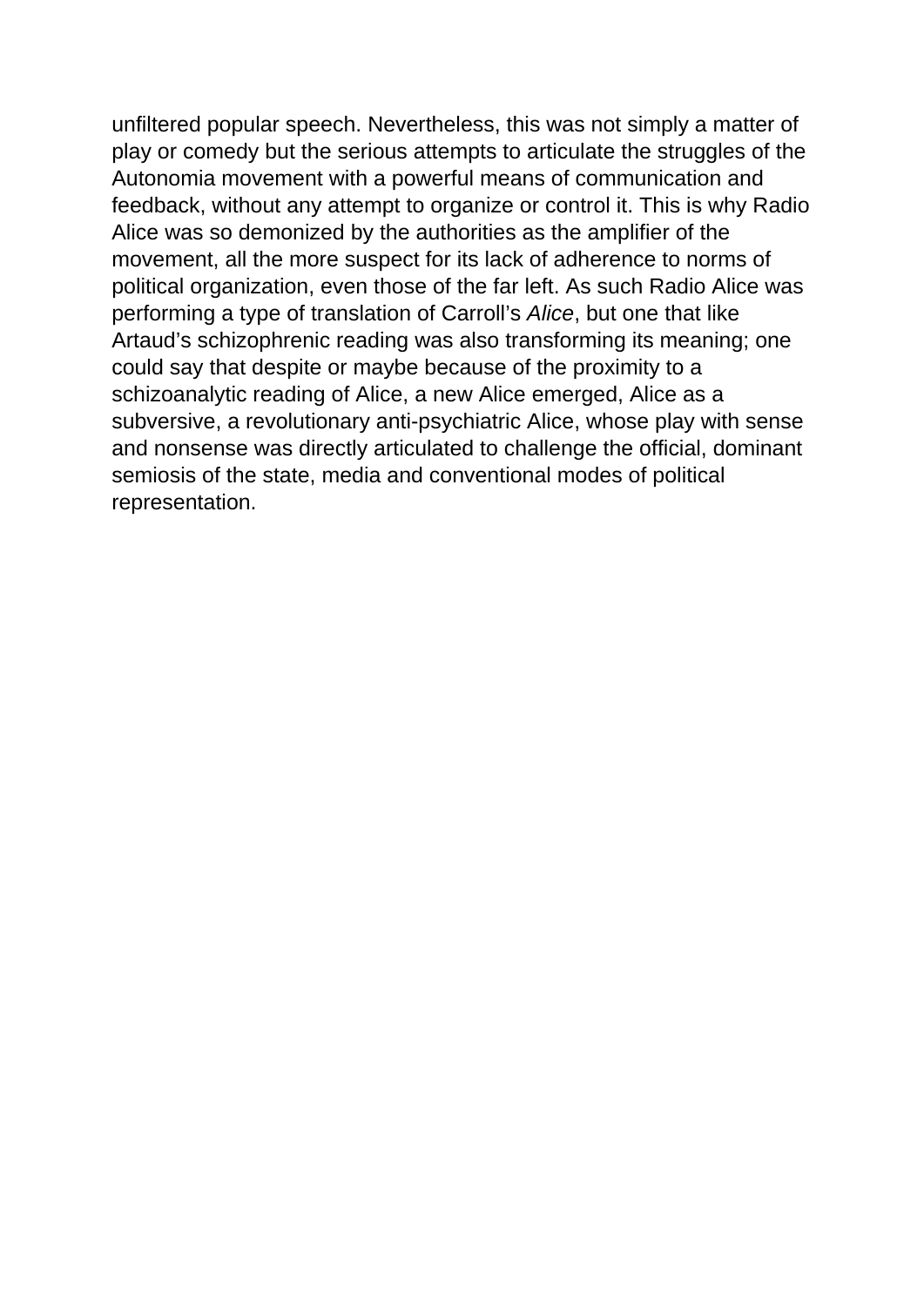unfiltered popular speech. Nevertheless, this was not simply a matter of play or comedy but the serious attempts to articulate the struggles of the Autonomia movement with a powerful means of communication and feedback, without any attempt to organize or control it. This is why Radio Alice was so demonized by the authorities as the amplifier of the movement, all the more suspect for its lack of adherence to norms of political organization, even those of the far left. As such Radio Alice was performing a type of translation of Carroll's *Alice*, but one that like Artaud's schizophrenic reading was also transforming its meaning; one could say that despite or maybe because of the proximity to a schizoanalytic reading of Alice, a new Alice emerged, Alice as a subversive, a revolutionary anti-psychiatric Alice, whose play with sense and nonsense was directly articulated to challenge the official, dominant semiosis of the state, media and conventional modes of political representation.